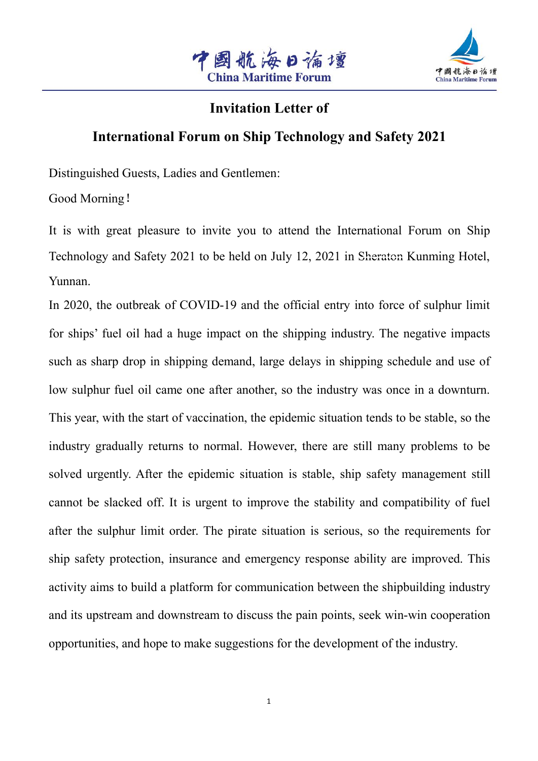# Invitation Letter of

# International Forum on Ship Technology and Safety 2021

Distinguished Guests, Ladies and Gentlemen:

Good Morning！

It is with great pleasure to invite you to attend the International Forum on Ship Technology and Safety 2021 to be held on July 12, 2021 in Sheraton Kunming Hotel, Yunnan.

In 2020, the outbreak of COVID-19 and the official entry into force of sulphur limit for ships' fuel oil had a huge impact on the shipping industry. The negative impacts such as sharp drop in shipping demand, large delays in shipping schedule and use of low sulphur fuel oil came one after another, so the industry was once in a downturn. This year, with the start of vaccination, the epidemic situation tends to be stable, so the industry gradually returns to normal. However, there are still many problems to be solved urgently. After the epidemic situation is stable, ship safety management still cannot be slacked off. It is urgent to improve the stability and compatibility of fuel after the sulphur limit order. The pirate situation is serious, so the requirements for ship safety protection, insurance and emergency response ability are improved. This activity aims to build a platform for communication between the shipbuilding industry and its upstream and downstream to discuss the pain points, seek win-win cooperation opportunities, and hope to make suggestions for the development of the industry.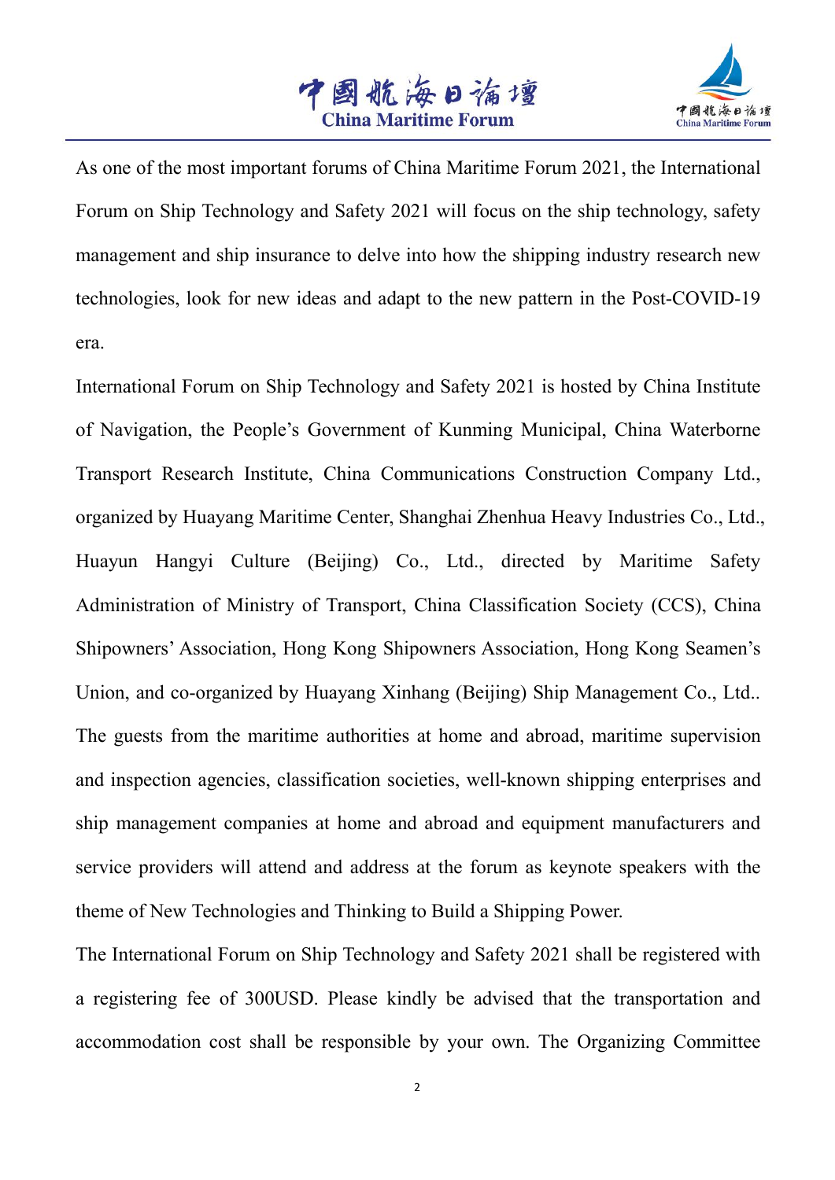As one of the most important forums of China Maritime Forum 2021, the International Forum on Ship Technology and Safety 2021 will focus on the ship technology, safety management and ship insurance to delve into how the shipping industry research new technologies, look for new ideas and adapt to the new pattern in the Post-COVID-19 era.

International Forum on Ship Technology and Safety 2021 is hosted by China Institute of Navigation, the People's Government of Kunming Municipal, China Waterborne Transport Research Institute, China Communications Construction Company Ltd., organized by Huayang Maritime Center, Shanghai Zhenhua Heavy Industries Co., Ltd., Huayun Hangyi Culture (Beijing) Co., Ltd., directed by Maritime Safety Administration of Ministry of Transport, China Classification Society (CCS), China Shipowners' Association, Hong Kong Shipowners Association, Hong Kong Seamen's Union, and co-organized by Huayang Xinhang (Beijing) Ship Management Co., Ltd.. The guests from the maritime authorities at home and abroad, maritime supervision and inspection agencies, classification societies, well-known shipping enterprises and ship management companies at home and abroad and equipment manufacturers and service providers will attend and address at the forum as keynote speakers with the theme of New Technologies and Thinking to Build a Shipping Power.

The International Forum on Ship Technology and Safety 2021 shall be registered with a registering fee of 300USD. Please kindly be advised that the transportation and accommodation cost shall be responsible by your own. The Organizing Committee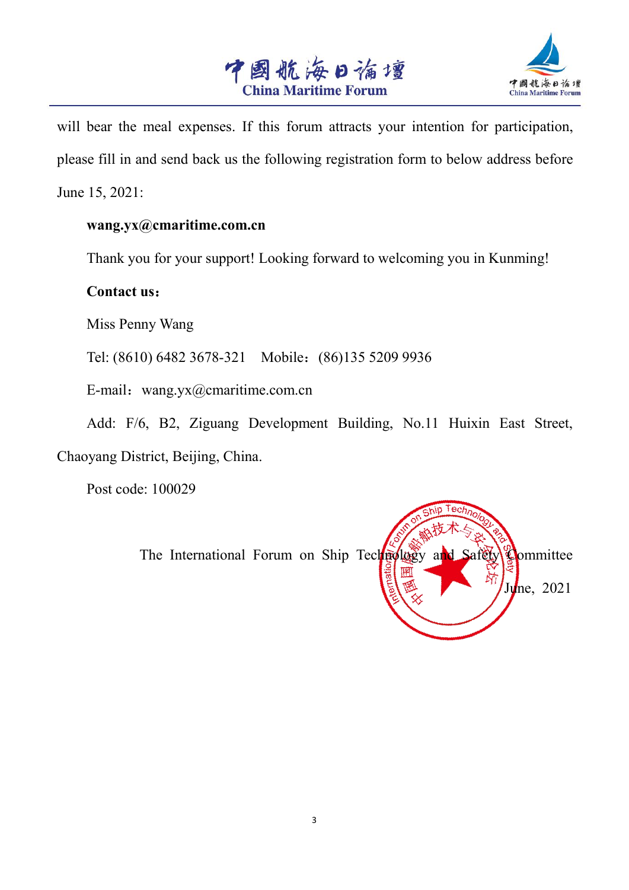will bear the meal expenses. If this forum attracts your intention for participation, please fill in and send back us the following registration form to below address before June 15, 2021:

**wang.yx@cmaritime.com.cn**

Thank you for your support! Looking forward to welcoming you in Kunming!

**Contact us：**

Miss Penny Wang

Tel: (8610) 6482 3678-321　Mobile：(86)135 5209 9936

E-mail：wang.yx@cmaritime.com.cn

Add: F/6, B2, Ziguang Development Building, No.11 Huixin East Street, Chaoyang District, Beijing, China.

Post code: 100029

The International Forum on Ship Technology and Safety Committee

June，2021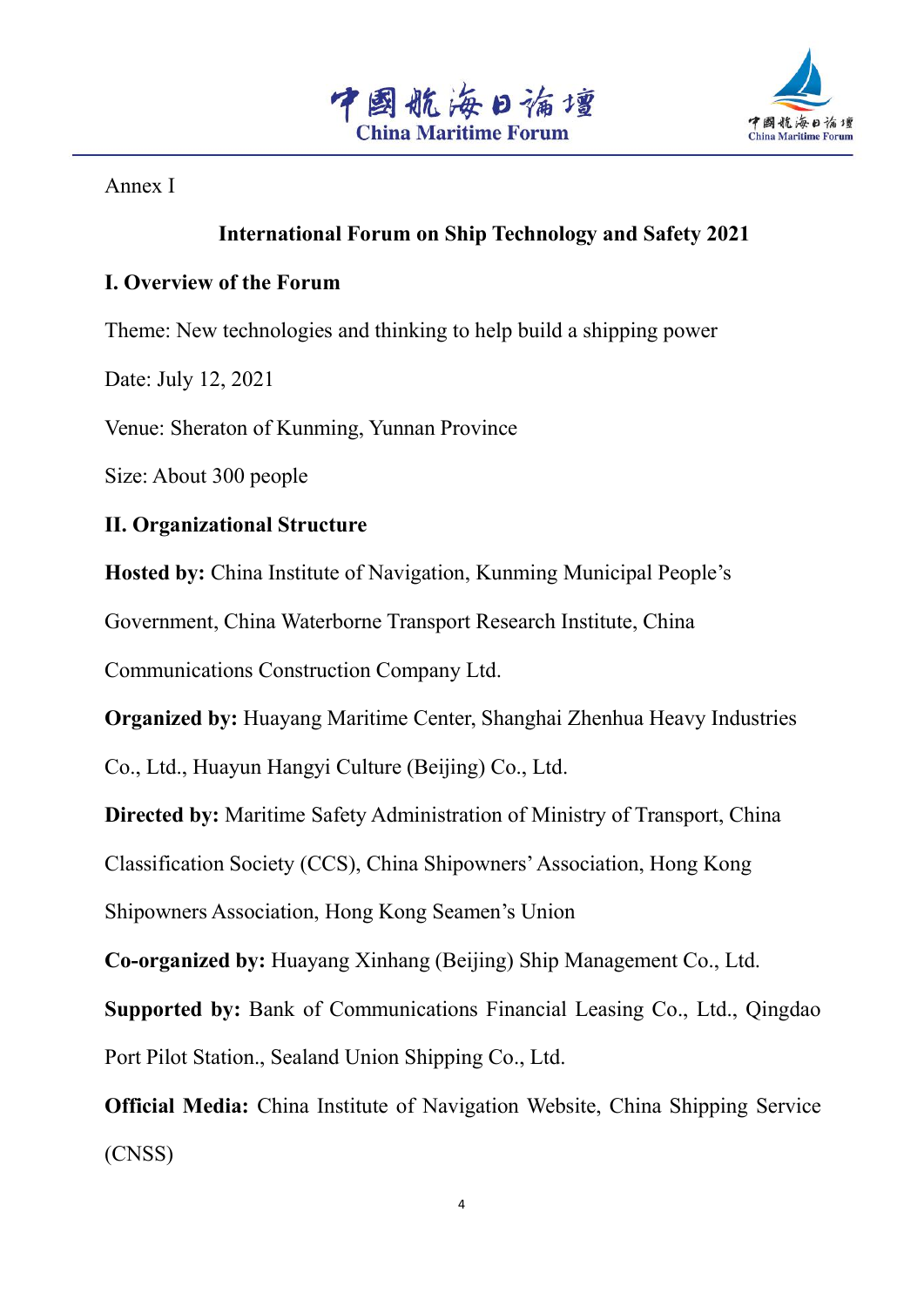Annex I

# International Forum on Ship Technology and Safety 2021

## I. Overview of the Forum

Theme: New technologies and thinking to help build a shipping power

Date: July 12, 2021

Venue: Sheraton of Kunming, Yunnan Province

Size: About 300 people

## II. Organizational Structure

**Hosted by:** China Institute of Navigation, Kunming Municipal People's Government, China Waterborne Transport Research Institute, China Communications Construction Company Ltd.

**Organized by:** Huayang Maritime Center, Shanghai Zhenhua Heavy Industries Co., Ltd., Huayun Hangyi Culture (Beijing) Co., Ltd.

**Directed by:** Maritime Safety Administration of Ministry of Transport, China Classification Society (CCS), China Shipowners' Association, Hong Kong Shipowners Association, Hong Kong Seamen's Union

**Co-organized by:** Huayang Xinhang (Beijing) Ship Management Co., Ltd.

**Supported by:** Bank of Communications Financial Leasing Co., Ltd., Qingdao Port Pilot Station., Sealand Union Shipping Co., Ltd.

**Official Media:** China Institute of Navigation Website, China Shipping Service (CNSS)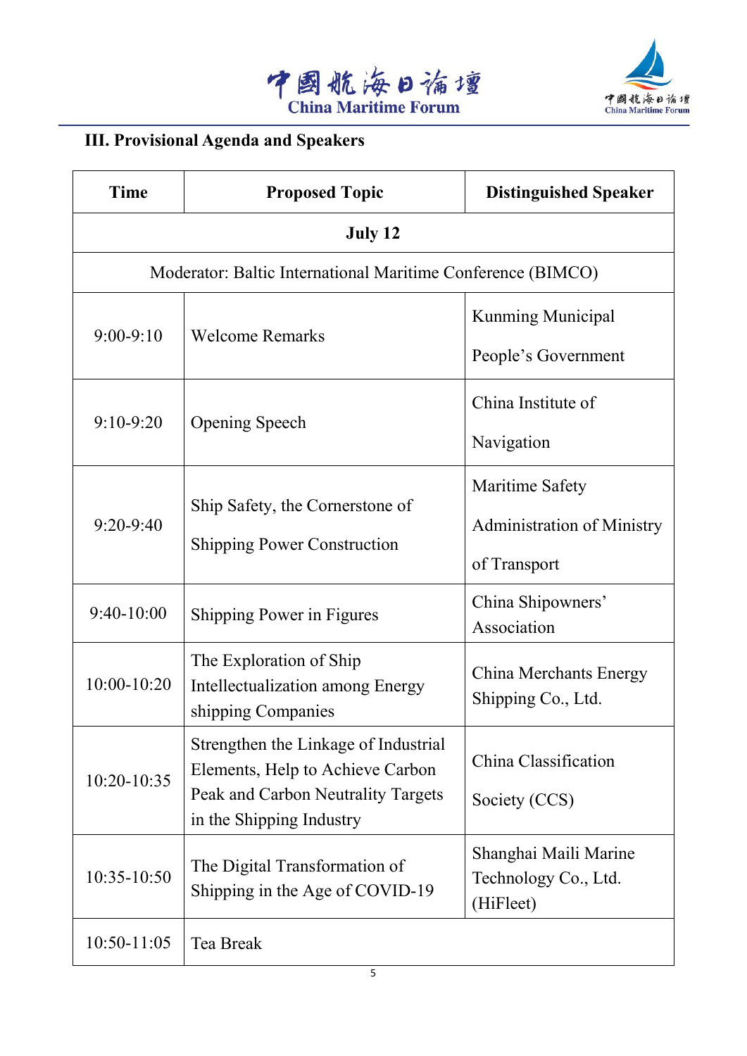## III. Provisional Agenda and Speakers

| Time | Proposed Topic | Distinguished Speaker |
|---|---|---|
| **July 12** | | |
| Moderator: Baltic International Maritime Conference (BIMCO) | | |
| 9:00-9:10 | Welcome Remarks | Kunming Municipal People's Government |
| 9:10-9:20 | Opening Speech | China Institute of Navigation |
| 9:20-9:40 | Ship Safety, the Cornerstone of Shipping Power Construction | Maritime Safety Administration of Ministry of Transport |
| 9:40-10:00 | Shipping Power in Figures | China Shipowners' Association |
| 10:00-10:20 | The Exploration of Ship Intellectualization among Energy shipping Companies | China Merchants Energy Shipping Co., Ltd. |
| 10:20-10:35 | Strengthen the Linkage of Industrial Elements, Help to Achieve Carbon Peak and Carbon Neutrality Targets in the Shipping Industry | China Classification Society (CCS) |
| 10:35-10:50 | The Digital Transformation of Shipping in the Age of COVID-19 | Shanghai Maili Marine Technology Co., Ltd. (HiFleet) |
| 10:50-11:05 | Tea Break | |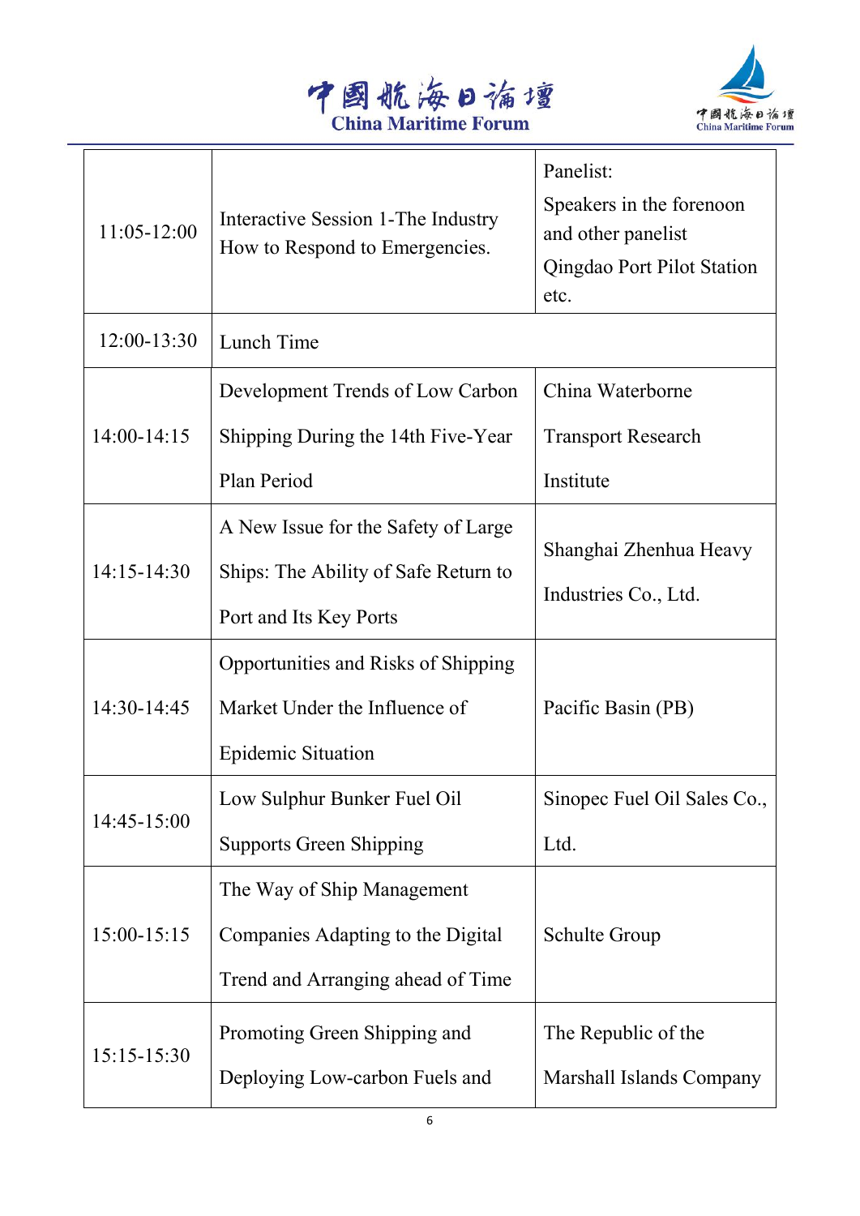| | | |
|---|---|---|
| 11:05-12:00 | Interactive Session 1-The Industry How to Respond to Emergencies. | Panelist:<br>Speakers in the forenoon and other panelist<br>Qingdao Port Pilot Station etc. |
| 12:00-13:30 | Lunch Time | |
| 14:00-14:15 | Development Trends of Low Carbon Shipping During the 14th Five-Year Plan Period | China Waterborne Transport Research Institute |
| 14:15-14:30 | A New Issue for the Safety of Large Ships: The Ability of Safe Return to Port and Its Key Ports | Shanghai Zhenhua Heavy Industries Co., Ltd. |
| 14:30-14:45 | Opportunities and Risks of Shipping Market Under the Influence of Epidemic Situation | Pacific Basin (PB) |
| 14:45-15:00 | Low Sulphur Bunker Fuel Oil Supports Green Shipping | Sinopec Fuel Oil Sales Co., Ltd. |
| 15:00-15:15 | The Way of Ship Management Companies Adapting to the Digital Trend and Arranging ahead of Time | Schulte Group |
| 15:15-15:30 | Promoting Green Shipping and Deploying Low-carbon Fuels and | The Republic of the Marshall Islands Company |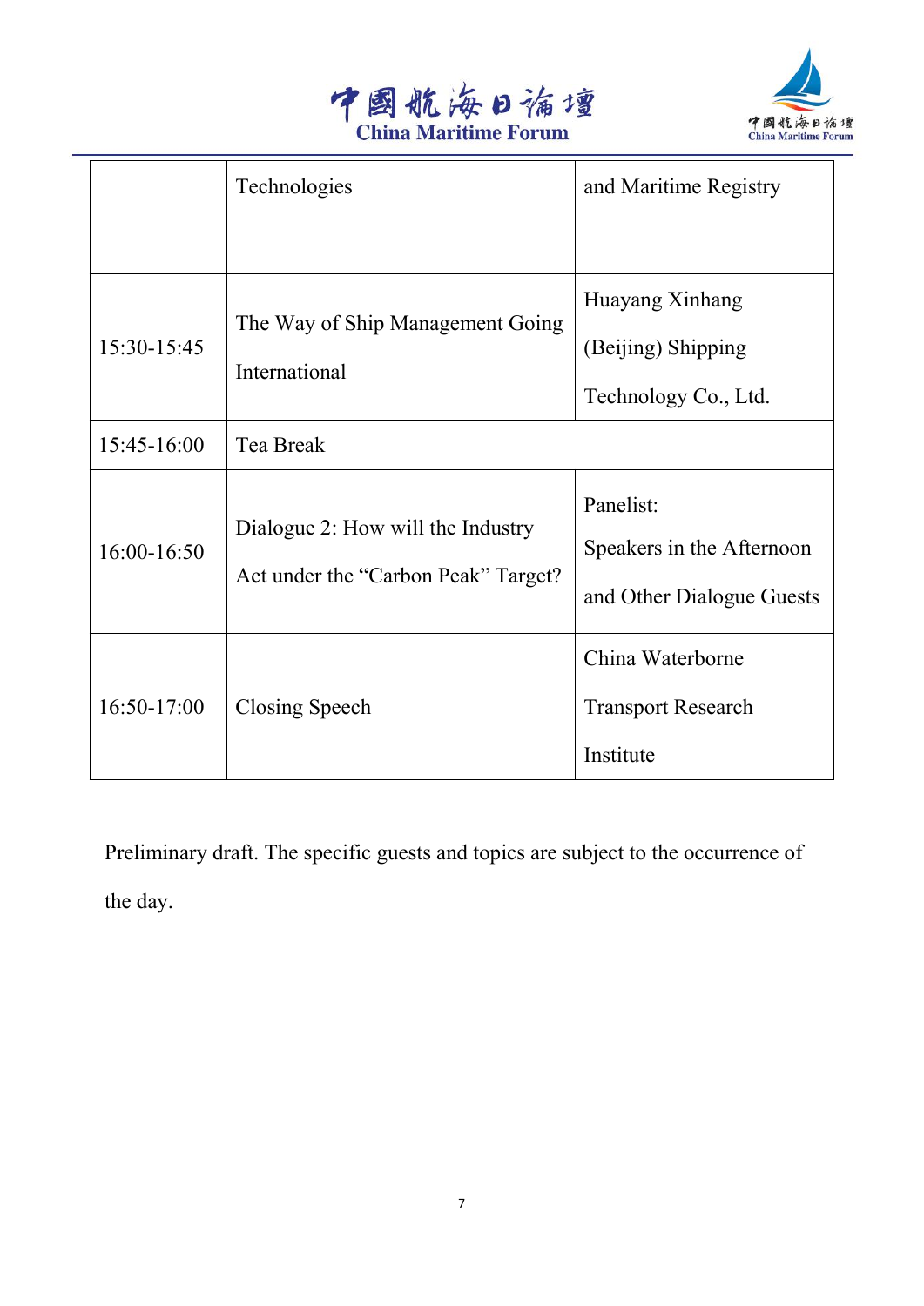| | | |
|---|---|---|
| | Technologies | and Maritime Registry |
| 15:30-15:45 | The Way of Ship Management Going International | Huayang Xinhang (Beijing) Shipping Technology Co., Ltd. |
| 15:45-16:00 | Tea Break | |
| 16:00-16:50 | Dialogue 2: How will the Industry Act under the "Carbon Peak" Target? | Panelist: Speakers in the Afternoon and Other Dialogue Guests |
| 16:50-17:00 | Closing Speech | China Waterborne Transport Research Institute |

Preliminary draft. The specific guests and topics are subject to the occurrence of the day.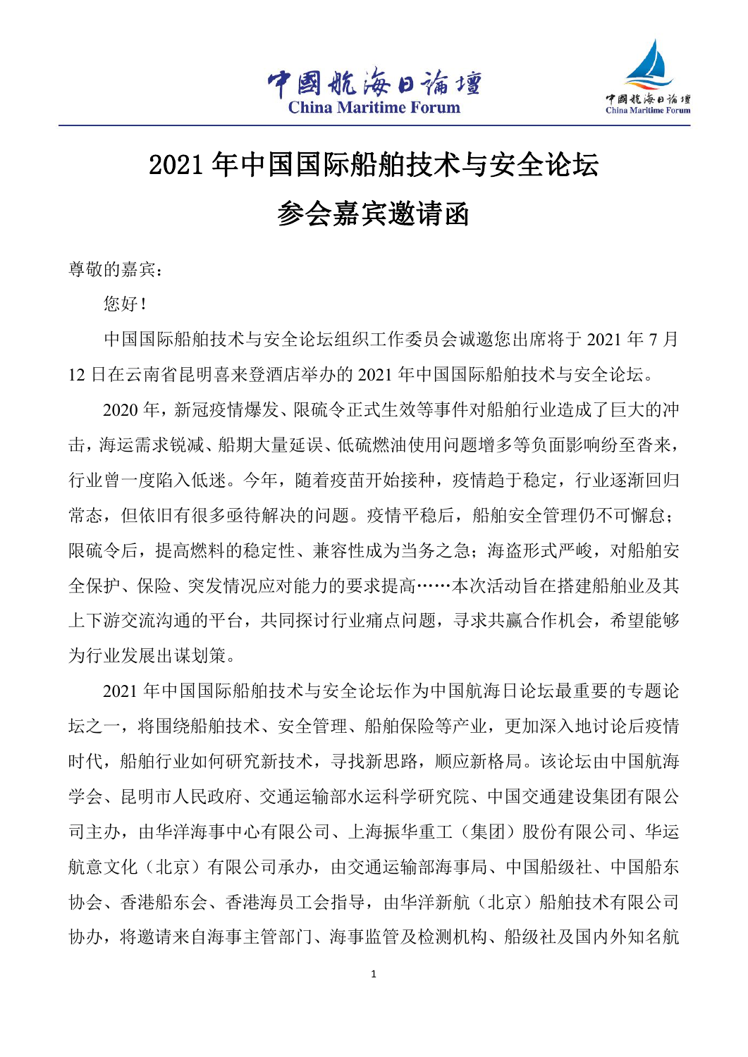# 2021 年中国国际船舶技术与安全论坛

# 参会嘉宾邀请函

尊敬的嘉宾：

您好！

中国国际船舶技术与安全论坛组织工作委员会诚邀您出席将于 2021 年 7 月 12 日在云南省昆明喜来登酒店举办的 2021 年中国国际船舶技术与安全论坛。

2020 年，新冠疫情爆发、限硫令正式生效等事件对船舶行业造成了巨大的冲击，海运需求锐减、船期大量延误、低硫燃油使用问题增多等负面影响纷至沓来，行业曾一度陷入低迷。今年，随着疫苗开始接种，疫情趋于稳定，行业逐渐回归常态，但依旧有很多亟待解决的问题。疫情平稳后，船舶安全管理仍不可懈怠；限硫令后，提高燃料的稳定性、兼容性成为当务之急；海盗形式严峻，对船舶安全保护、保险、突发情况应对能力的要求提高……本次活动旨在搭建船舶业及其上下游交流沟通的平台，共同探讨行业痛点问题，寻求共赢合作机会，希望能够为行业发展出谋划策。

2021 年中国国际船舶技术与安全论坛作为中国航海日论坛最重要的专题论坛之一，将围绕船舶技术、安全管理、船舶保险等产业，更加深入地讨论后疫情时代，船舶行业如何研究新技术，寻找新思路，顺应新格局。该论坛由中国航海学会、昆明市人民政府、交通运输部水运科学研究院、中国交通建设集团有限公司主办，由华洋海事中心有限公司、上海振华重工（集团）股份有限公司、华运航意文化（北京）有限公司承办，由交通运输部海事局、中国船级社、中国船东协会、香港船东会、香港海员工会指导，由华洋新航（北京）船舶技术有限公司协办，将邀请来自海事主管部门、海事监管及检测机构、船级社及国内外知名航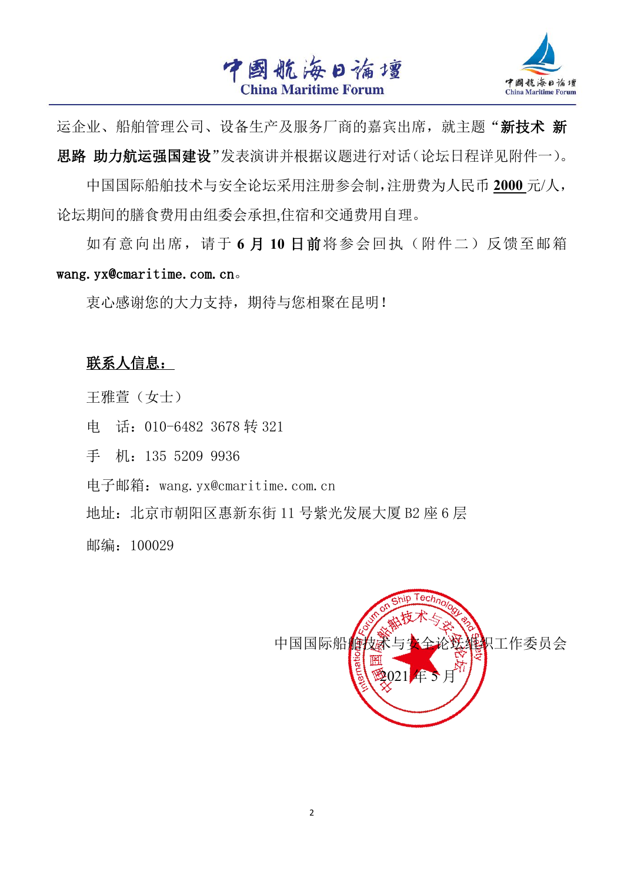运企业、船舶管理公司、设备生产及服务厂商的嘉宾出席，就主题“**新技术 新思路 助力航运强国建设**”发表演讲并根据议题进行对话（论坛日程详见附件一）。

中国国际船舶技术与安全论坛采用注册参会制，注册费为人民币 **2000** 元/人，论坛期间的膳食费用由组委会承担,住宿和交通费用自理。

如有意向出席，请于 **6 月 10 日前**将参会回执（附件二）反馈至邮箱 wang.yx@cmaritime.com.cn。

衷心感谢您的大力支持，期待与您相聚在昆明！

**联系人信息：**

王雅萱（女士）

电　话：010-6482 3678 转 321

手　机：135 5209 9936

电子邮箱：wang.yx@cmaritime.com.cn

地址：北京市朝阳区惠新东街 11 号紫光发展大厦 B2 座 6 层

邮编：100029

中国国际船舶技术与安全论坛组织工作委员会

2021 年 5 月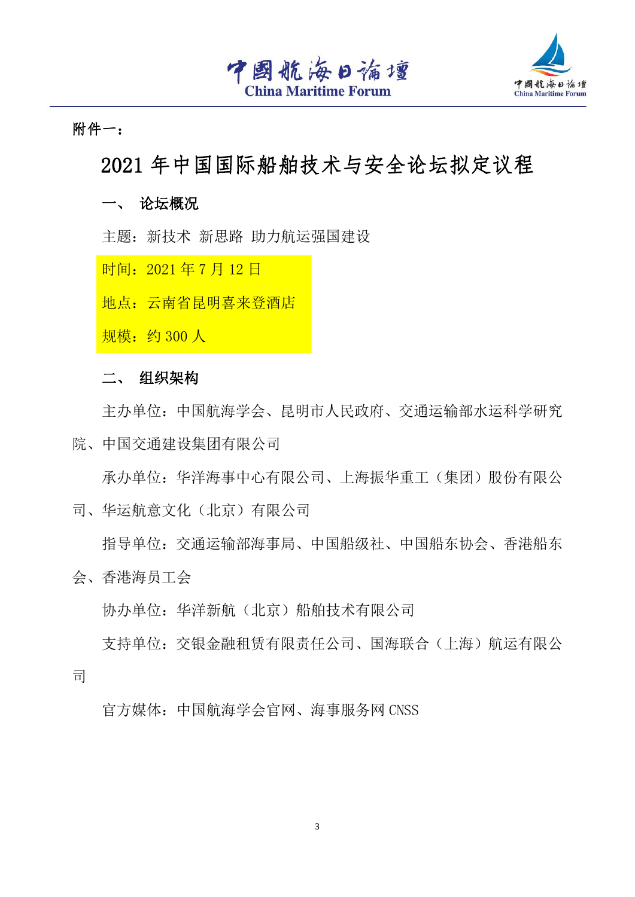附件一：

# 2021 年中国国际船舶技术与安全论坛拟定议程

## 一、 论坛概况

主题：新技术 新思路 助力航运强国建设

时间：2021 年 7 月 12 日

地点：云南省昆明喜来登酒店

规模：约 300 人

## 二、 组织架构

主办单位：中国航海学会、昆明市人民政府、交通运输部水运科学研究院、中国交通建设集团有限公司

承办单位：华洋海事中心有限公司、上海振华重工（集团）股份有限公司、华运航意文化（北京）有限公司

指导单位：交通运输部海事局、中国船级社、中国船东协会、香港船东会、香港海员工会

协办单位：华洋新航（北京）船舶技术有限公司

支持单位：交银金融租赁有限责任公司、国海联合（上海）航运有限公司

官方媒体：中国航海学会官网、海事服务网 CNSS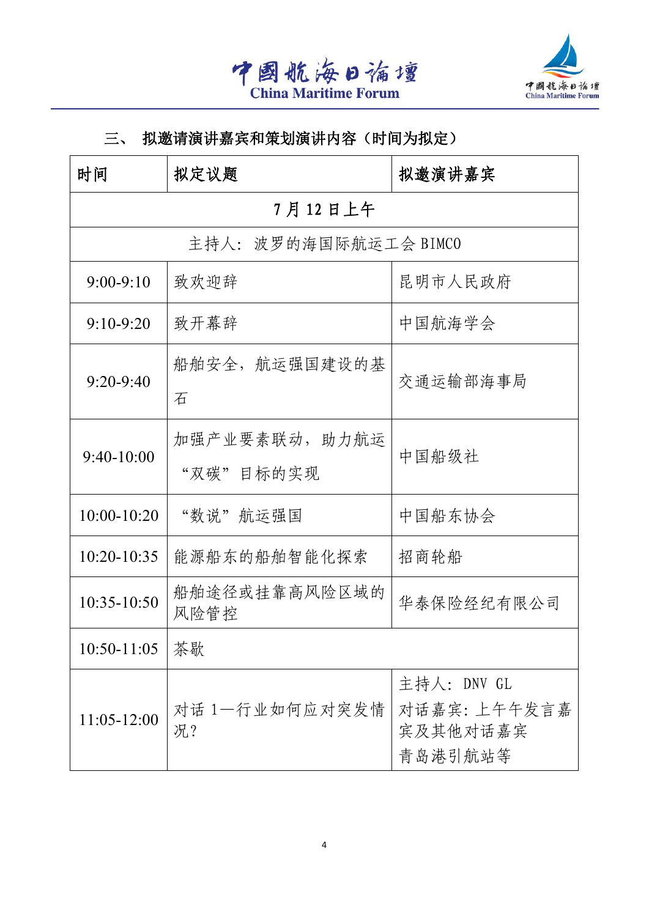## 三、 拟邀请演讲嘉宾和策划演讲内容（时间为拟定）

| 时间 | 拟定议题 | 拟邀演讲嘉宾 |
|---|---|---|
| 7 月 12 日上午 | | |
| 主持人：波罗的海国际航运工会 BIMCO | | |
| 9:00-9:10 | 致欢迎辞 | 昆明市人民政府 |
| 9:10-9:20 | 致开幕辞 | 中国航海学会 |
| 9:20-9:40 | 船舶安全，航运强国建设的基石 | 交通运输部海事局 |
| 9:40-10:00 | 加强产业要素联动，助力航运“双碳”目标的实现 | 中国船级社 |
| 10:00-10:20 | “数说”航运强国 | 中国船东协会 |
| 10:20-10:35 | 能源船东的船舶智能化探索 | 招商轮船 |
| 10:35-10:50 | 船舶途径或挂靠高风险区域的风险管控 | 华泰保险经纪有限公司 |
| 10:50-11:05 | 茶歇 | |
| 11:05-12:00 | 对话 1—行业如何应对突发情况？ | 主持人：DNV GL<br>对话嘉宾：上午午发言嘉宾及其他对话嘉宾<br>青岛港引航站等 |